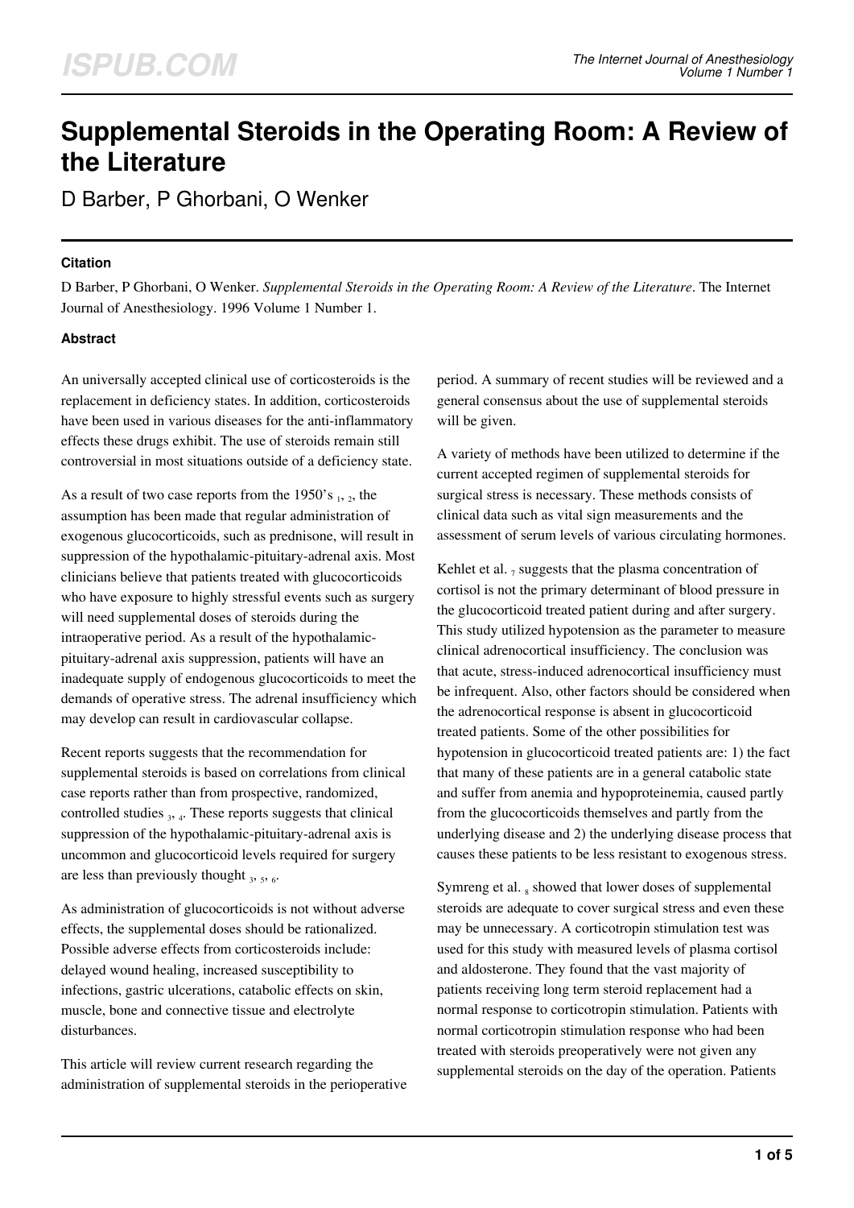# Supplemental Steroids in the Operating Room: A Review of the Literature

D Barber, P Ghorbani, O Wenker

### Citation

D Barber, P Ghorbani, O Wenker. *Supplemental Steroids in the Operating Room: A Review of the Literature*. The Internet Journal of Anesthesiology. 1996 Volume 1 Number 1.

### Abstract

An universally accepted clinical use of corticosteroids is the replacement in deficiency states. In addition, corticosteroids have been used in various diseases for the anti-inflammatory effects these drugs exhibit. The use of steroids remain still controversial in most situations outside of a deficiency state.

As a result of two case reports from the 1950's [1, 2], the assumption has been made that regular administration of exogenous glucocorticoids, such as prednisone, will result in suppression of the hypothalamic-pituitary-adrenal axis. Most clinicians believe that patients treated with glucocorticoids who have exposure to highly stressful events such as surgery will need supplemental doses of steroids during the intraoperative period. As a result of the hypothalamic-pituitary-adrenal axis suppression, patients will have an inadequate supply of endogenous glucocorticoids to meet the demands of operative stress. The adrenal insufficiency which may develop can result in cardiovascular collapse.

Recent reports suggests that the recommendation for supplemental steroids is based on correlations from clinical case reports rather than from prospective, randomized, controlled studies [3, 4]. These reports suggests that clinical suppression of the hypothalamic-pituitary-adrenal axis is uncommon and glucocorticoid levels required for surgery are less than previously thought [3, 5, 6].

As administration of glucocorticoids is not without adverse effects, the supplemental doses should be rationalized. Possible adverse effects from corticosteroids include: delayed wound healing, increased susceptibility to infections, gastric ulcerations, catabolic effects on skin, muscle, bone and connective tissue and electrolyte disturbances.

This article will review current research regarding the administration of supplemental steroids in the perioperative period. A summary of recent studies will be reviewed and a general consensus about the use of supplemental steroids will be given.

A variety of methods have been utilized to determine if the current accepted regimen of supplemental steroids for surgical stress is necessary. These methods consists of clinical data such as vital sign measurements and the assessment of serum levels of various circulating hormones.

Kehlet et al. [7] suggests that the plasma concentration of cortisol is not the primary determinant of blood pressure in the glucocorticoid treated patient during and after surgery. This study utilized hypotension as the parameter to measure clinical adrenocortical insufficiency. The conclusion was that acute, stress-induced adrenocortical insufficiency must be infrequent. Also, other factors should be considered when the adrenocortical response is absent in glucocorticoid treated patients. Some of the other possibilities for hypotension in glucocorticoid treated patients are: 1) the fact that many of these patients are in a general catabolic state and suffer from anemia and hypoproteinemia, caused partly from the glucocorticoids themselves and partly from the underlying disease and 2) the underlying disease process that causes these patients to be less resistant to exogenous stress.

Symreng et al. [8] showed that lower doses of supplemental steroids are adequate to cover surgical stress and even these may be unnecessary. A corticotropin stimulation test was used for this study with measured levels of plasma cortisol and aldosterone. They found that the vast majority of patients receiving long term steroid replacement had a normal response to corticotropin stimulation. Patients with normal corticotropin stimulation response who had been treated with steroids preoperatively were not given any supplemental steroids on the day of the operation. Patients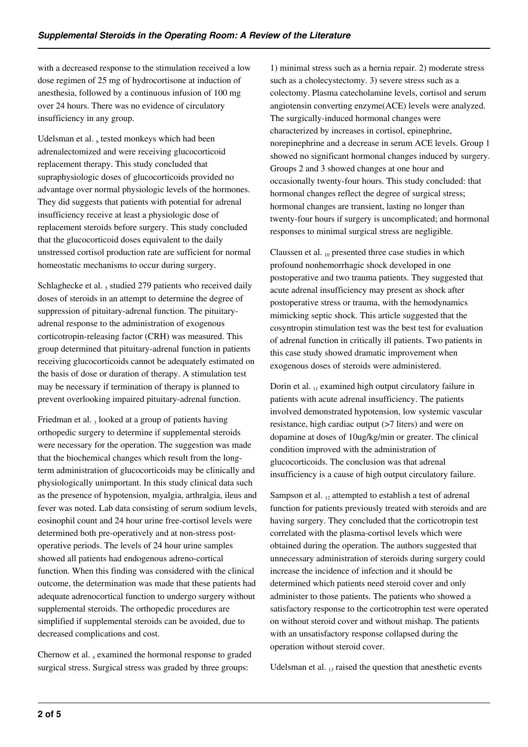with a decreased response to the stimulation received a low dose regimen of 25 mg of hydrocortisone at induction of anesthesia, followed by a continuous infusion of 100 mg over 24 hours. There was no evidence of circulatory insufficiency in any group.

Udelsman et al. [9] tested monkeys which had been adrenalectomized and were receiving glucocorticoid replacement therapy. This study concluded that supraphysiologic doses of glucocorticoids provided no advantage over normal physiologic levels of the hormones. They did suggests that patients with potential for adrenal insufficiency receive at least a physiologic dose of replacement steroids before surgery. This study concluded that the glucocorticoid doses equivalent to the daily unstressed cortisol production rate are sufficient for normal homeostatic mechanisms to occur during surgery.

Schlaghecke et al. [5] studied 279 patients who received daily doses of steroids in an attempt to determine the degree of suppression of pituitary-adrenal function. The pituitary-adrenal response to the administration of exogenous corticotropin-releasing factor (CRH) was measured. This group determined that pituitary-adrenal function in patients receiving glucocorticoids cannot be adequately estimated on the basis of dose or duration of therapy. A stimulation test may be necessary if termination of therapy is planned to prevent overlooking impaired pituitary-adrenal function.

Friedman et al. [3] looked at a group of patients having orthopedic surgery to determine if supplemental steroids were necessary for the operation. The suggestion was made that the biochemical changes which result from the long-term administration of glucocorticoids may be clinically and physiologically unimportant. In this study clinical data such as the presence of hypotension, myalgia, arthralgia, ileus and fever was noted. Lab data consisting of serum sodium levels, eosinophil count and 24 hour urine free-cortisol levels were determined both pre-operatively and at non-stress post-operative periods. The levels of 24 hour urine samples showed all patients had endogenous adreno-cortical function. When this finding was considered with the clinical outcome, the determination was made that these patients had adequate adrenocortical function to undergo surgery without supplemental steroids. The orthopedic procedures are simplified if supplemental steroids can be avoided, due to decreased complications and cost.

Chernow et al. [4] examined the hormonal response to graded surgical stress. Surgical stress was graded by three groups: 1) minimal stress such as a hernia repair. 2) moderate stress such as a cholecystectomy. 3) severe stress such as a colectomy. Plasma catecholamine levels, cortisol and serum angiotensin converting enzyme(ACE) levels were analyzed. The surgically-induced hormonal changes were characterized by increases in cortisol, epinephrine, norepinephrine and a decrease in serum ACE levels. Group 1 showed no significant hormonal changes induced by surgery. Groups 2 and 3 showed changes at one hour and occasionally twenty-four hours. This study concluded: that hormonal changes reflect the degree of surgical stress; hormonal changes are transient, lasting no longer than twenty-four hours if surgery is uncomplicated; and hormonal responses to minimal surgical stress are negligible.

Claussen et al. [10] presented three case studies in which profound nonhemorrhagic shock developed in one postoperative and two trauma patients. They suggested that acute adrenal insufficiency may present as shock after postoperative stress or trauma, with the hemodynamics mimicking septic shock. This article suggested that the cosyntropin stimulation test was the best test for evaluation of adrenal function in critically ill patients. Two patients in this case study showed dramatic improvement when exogenous doses of steroids were administered.

Dorin et al. [11] examined high output circulatory failure in patients with acute adrenal insufficiency. The patients involved demonstrated hypotension, low systemic vascular resistance, high cardiac output (>7 liters) and were on dopamine at doses of 10ug/kg/min or greater. The clinical condition improved with the administration of glucocorticoids. The conclusion was that adrenal insufficiency is a cause of high output circulatory failure.

Sampson et al. [12] attempted to establish a test of adrenal function for patients previously treated with steroids and are having surgery. They concluded that the corticotropin test correlated with the plasma-cortisol levels which were obtained during the operation. The authors suggested that unnecessary administration of steroids during surgery could increase the incidence of infection and it should be determined which patients need steroid cover and only administer to those patients. The patients who showed a satisfactory response to the corticotrophin test were operated on without steroid cover and without mishap. The patients with an unsatisfactory response collapsed during the operation without steroid cover.

Udelsman et al. [13] raised the question that anesthetic events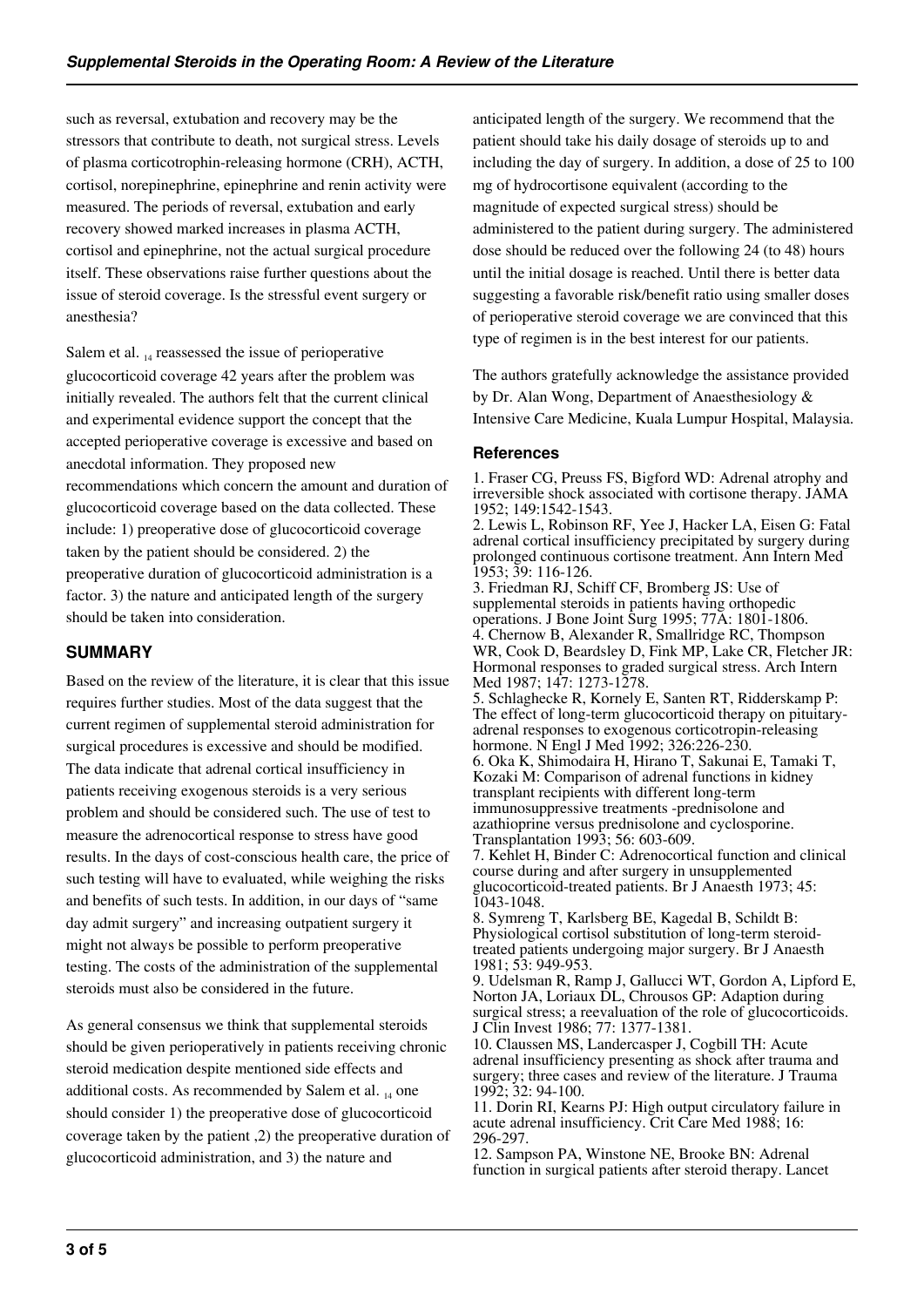such as reversal, extubation and recovery may be the stressors that contribute to death, not surgical stress. Levels of plasma corticotrophin-releasing hormone (CRH), ACTH, cortisol, norepinephrine, epinephrine and renin activity were measured. The periods of reversal, extubation and early recovery showed marked increases in plasma ACTH, cortisol and epinephrine, not the actual surgical procedure itself. These observations raise further questions about the issue of steroid coverage. Is the stressful event surgery or anesthesia?

Salem et al. [14] reassessed the issue of perioperative glucocorticoid coverage 42 years after the problem was initially revealed. The authors felt that the current clinical and experimental evidence support the concept that the accepted perioperative coverage is excessive and based on anecdotal information. They proposed new recommendations which concern the amount and duration of glucocorticoid coverage based on the data collected. These include: 1) preoperative dose of glucocorticoid coverage taken by the patient should be considered. 2) the preoperative duration of glucocorticoid administration is a factor. 3) the nature and anticipated length of the surgery should be taken into consideration.

## SUMMARY

Based on the review of the literature, it is clear that this issue requires further studies. Most of the data suggest that the current regimen of supplemental steroid administration for surgical procedures is excessive and should be modified. The data indicate that adrenal cortical insufficiency in patients receiving exogenous steroids is a very serious problem and should be considered such. The use of test to measure the adrenocortical response to stress have good results. In the days of cost-conscious health care, the price of such testing will have to evaluated, while weighing the risks and benefits of such tests. In addition, in our days of "same day admit surgery" and increasing outpatient surgery it might not always be possible to perform preoperative testing. The costs of the administration of the supplemental steroids must also be considered in the future.

As general consensus we think that supplemental steroids should be given perioperatively in patients receiving chronic steroid medication despite mentioned side effects and additional costs. As recommended by Salem et al. [14] one should consider 1) the preoperative dose of glucocorticoid coverage taken by the patient ,2) the preoperative duration of glucocorticoid administration, and 3) the nature and anticipated length of the surgery. We recommend that the patient should take his daily dosage of steroids up to and including the day of surgery. In addition, a dose of 25 to 100 mg of hydrocortisone equivalent (according to the magnitude of expected surgical stress) should be administered to the patient during surgery. The administered dose should be reduced over the following 24 (to 48) hours until the initial dosage is reached. Until there is better data suggesting a favorable risk/benefit ratio using smaller doses of perioperative steroid coverage we are convinced that this type of regimen is in the best interest for our patients.

The authors gratefully acknowledge the assistance provided by Dr. Alan Wong, Department of Anaesthesiology & Intensive Care Medicine, Kuala Lumpur Hospital, Malaysia.

### References

1. Fraser CG, Preuss FS, Bigford WD: Adrenal atrophy and irreversible shock associated with cortisone therapy. JAMA 1952; 149:1542-1543.
2. Lewis L, Robinson RF, Yee J, Hacker LA, Eisen G: Fatal adrenal cortical insufficiency precipitated by surgery during prolonged continuous cortisone treatment. Ann Intern Med 1953; 39: 116-126.
3. Friedman RJ, Schiff CF, Bromberg JS: Use of supplemental steroids in patients having orthopedic operations. J Bone Joint Surg 1995; 77A: 1801-1806.
4. Chernow B, Alexander R, Smallridge RC, Thompson WR, Cook D, Beardsley D, Fink MP, Lake CR, Fletcher JR: Hormonal responses to graded surgical stress. Arch Intern Med 1987; 147: 1273-1278.
5. Schlaghecke R, Kornely E, Santen RT, Ridderskamp P: The effect of long-term glucocorticoid therapy on pituitary-adrenal responses to exogenous corticotropin-releasing hormone. N Engl J Med 1992; 326:226-230.
6. Oka K, Shimodaira H, Hirano T, Sakunai E, Tamaki T, Kozaki M: Comparison of adrenal functions in kidney transplant recipients with different long-term immunosuppressive treatments -prednisolone and azathioprine versus prednisolone and cyclosporine. Transplantation 1993; 56: 603-609.
7. Kehlet H, Binder C: Adrenocortical function and clinical course during and after surgery in unsupplemented glucocorticoid-treated patients. Br J Anaesth 1973; 45: 1043-1048.
8. Symreng T, Karlsberg BE, Kagedal B, Schildt B: Physiological cortisol substitution of long-term steroid-treated patients undergoing major surgery. Br J Anaesth 1981; 53: 949-953.
9. Udelsman R, Ramp J, Gallucci WT, Gordon A, Lipford E, Norton JA, Loriaux DL, Chrousos GP: Adaption during surgical stress; a reevaluation of the role of glucocorticoids. J Clin Invest 1986; 77: 1377-1381.
10. Claussen MS, Landercasper J, Cogbill TH: Acute adrenal insufficiency presenting as shock after trauma and surgery; three cases and review of the literature. J Trauma 1992; 32: 94-100.
11. Dorin RI, Kearns PJ: High output circulatory failure in acute adrenal insufficiency. Crit Care Med 1988; 16: 296-297.
12. Sampson PA, Winstone NE, Brooke BN: Adrenal function in surgical patients after steroid therapy. Lancet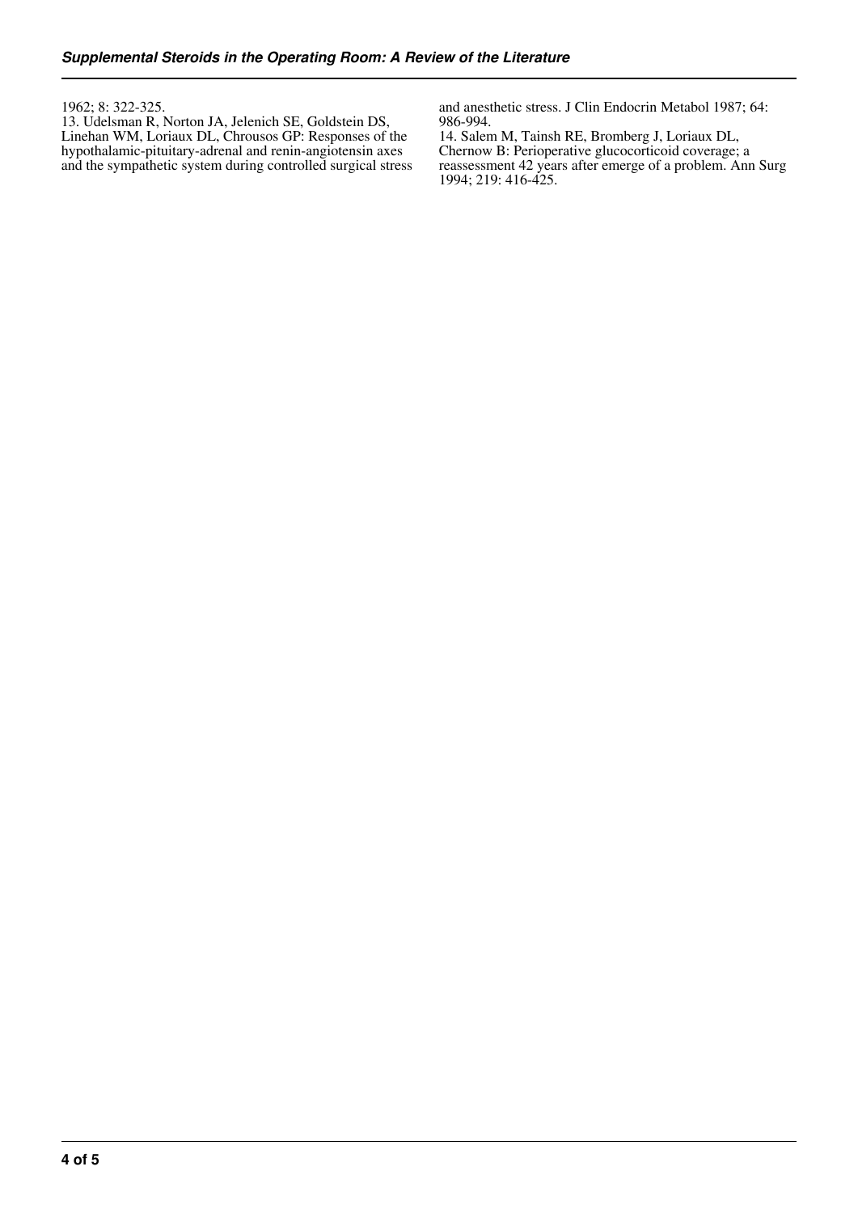1962; 8: 322-325.

13. Udelsman R, Norton JA, Jelenich SE, Goldstein DS, Linehan WM, Loriaux DL, Chrousos GP: Responses of the hypothalamic-pituitary-adrenal and renin-angiotensin axes and the sympathetic system during controlled surgical stress and anesthetic stress. J Clin Endocrin Metabol 1987; 64: 986-994.

14. Salem M, Tainsh RE, Bromberg J, Loriaux DL, Chernow B: Perioperative glucocorticoid coverage; a reassessment 42 years after emerge of a problem. Ann Surg 1994; 219: 416-425.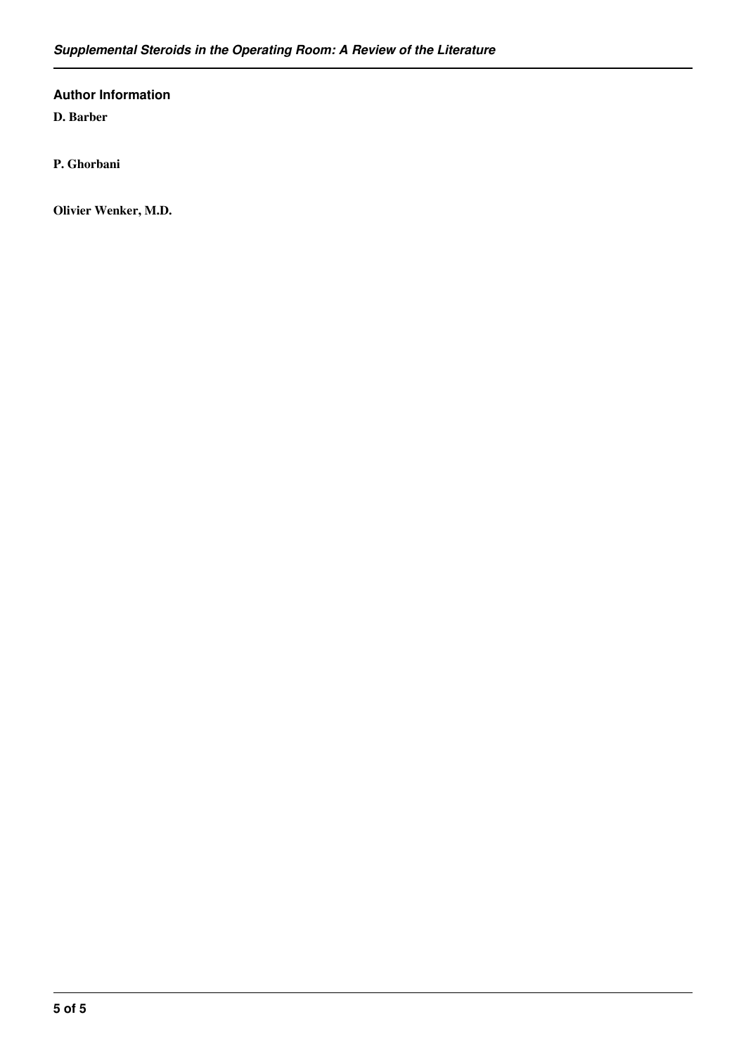## Author Information

**D. Barber**

**P. Ghorbani**

**Olivier Wenker, M.D.**